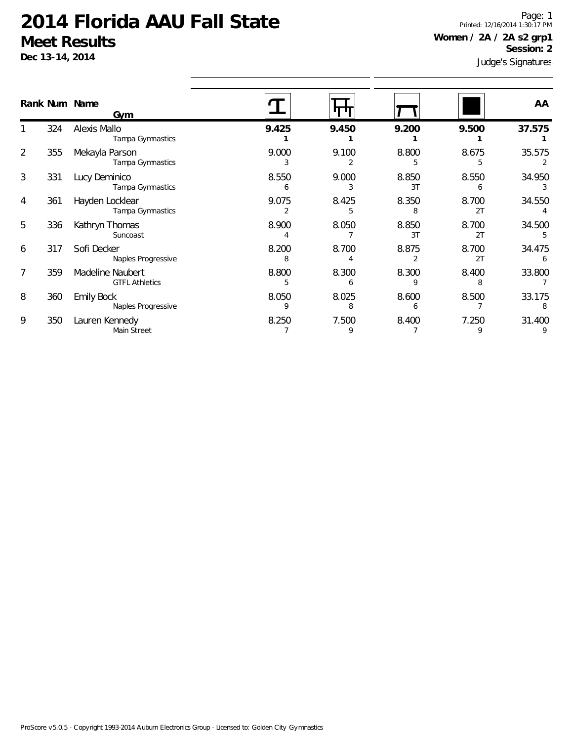# 2014 Florida AAU Fall State

## Meet Results

**Dec 13-14, 2014**

Page: 1
Printed: 12/16/2014 1:30:17 PM

**Women / 2A / 2A s2 grp1**
**Session: 2**

Judge's Signatures

| Rank | Num | Name / Gym | Vault | Bars | Beam | Floor | AA |
|---|---|---|---|---|---|---|---|
| 1 | 324 | Alexis Mallo<br>Tampa Gymnastics | **9.425**<br>**1** | **9.450**<br>**1** | **9.200**<br>**1** | **9.500**<br>**1** | **37.575**<br>**1** |
| 2 | 355 | Mekayla Parson<br>Tampa Gymnastics | 9.000<br>3 | 9.100<br>2 | 8.800<br>5 | 8.675<br>5 | 35.575<br>2 |
| 3 | 331 | Lucy Deminico<br>Tampa Gymnastics | 8.550<br>6 | 9.000<br>3 | 8.850<br>3T | 8.550<br>6 | 34.950<br>3 |
| 4 | 361 | Hayden Locklear<br>Tampa Gymnastics | 9.075<br>2 | 8.425<br>5 | 8.350<br>8 | 8.700<br>2T | 34.550<br>4 |
| 5 | 336 | Kathryn Thomas<br>Suncoast | 8.900<br>4 | 8.050<br>7 | 8.850<br>3T | 8.700<br>2T | 34.500<br>5 |
| 6 | 317 | Sofi Decker<br>Naples Progressive | 8.200<br>8 | 8.700<br>4 | 8.875<br>2 | 8.700<br>2T | 34.475<br>6 |
| 7 | 359 | Madeline Naubert<br>GTFL Athletics | 8.800<br>5 | 8.300<br>6 | 8.300<br>9 | 8.400<br>8 | 33.800<br>7 |
| 8 | 360 | Emily Bock<br>Naples Progressive | 8.050<br>9 | 8.025<br>8 | 8.600<br>6 | 8.500<br>7 | 33.175<br>8 |
| 9 | 350 | Lauren Kennedy<br>Main Street | 8.250<br>7 | 7.500<br>9 | 8.400<br>7 | 7.250<br>9 | 31.400<br>9 |

ProScore v5.0.5 - Copyright 1993-2014 Auburn Electronics Group - Licensed to: Golden City Gymnastics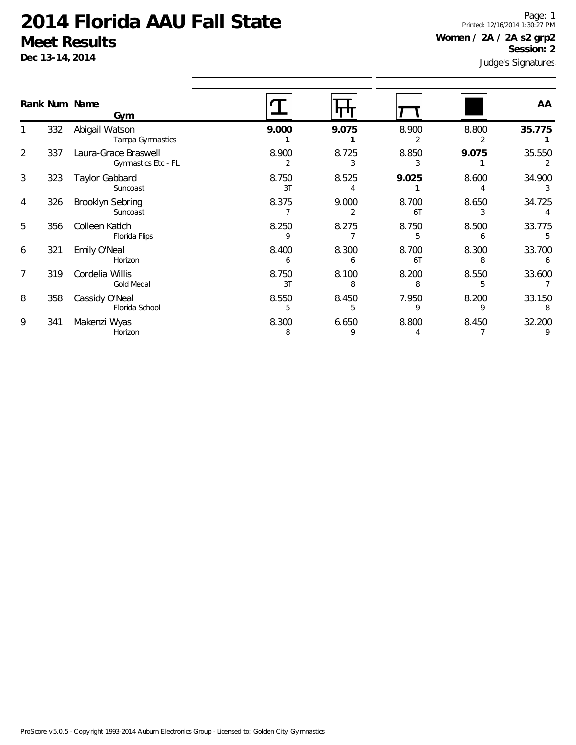# 2014 Florida AAU Fall State

## Meet Results

**Dec 13-14, 2014**

Printed: 12/16/2014 1:30:27 PM

**Women / 2A / 2A s2 grp2**

**Session: 2**

Judge's Signatures

| Rank | Num | Name / Gym | Vault | Bars | Beam | Floor | AA |
|---|---|---|---|---|---|---|---|
| 1 | 332 | Abigail Watson<br>Tampa Gymnastics | **9.000**<br>**1** | **9.075**<br>**1** | 8.900<br>2 | 8.800<br>2 | **35.775**<br>**1** |
| 2 | 337 | Laura-Grace Braswell<br>Gymnastics Etc - FL | 8.900<br>2 | 8.725<br>3 | 8.850<br>3 | **9.075**<br>**1** | 35.550<br>2 |
| 3 | 323 | Taylor Gabbard<br>Suncoast | 8.750<br>3T | 8.525<br>4 | **9.025**<br>**1** | 8.600<br>4 | 34.900<br>3 |
| 4 | 326 | Brooklyn Sebring<br>Suncoast | 8.375<br>7 | 9.000<br>2 | 8.700<br>6T | 8.650<br>3 | 34.725<br>4 |
| 5 | 356 | Colleen Katich<br>Florida Flips | 8.250<br>9 | 8.275<br>7 | 8.750<br>5 | 8.500<br>6 | 33.775<br>5 |
| 6 | 321 | Emily O'Neal<br>Horizon | 8.400<br>6 | 8.300<br>6 | 8.700<br>6T | 8.300<br>8 | 33.700<br>6 |
| 7 | 319 | Cordelia Willis<br>Gold Medal | 8.750<br>3T | 8.100<br>8 | 8.200<br>8 | 8.550<br>5 | 33.600<br>7 |
| 8 | 358 | Cassidy O'Neal<br>Florida School | 8.550<br>5 | 8.450<br>5 | 7.950<br>9 | 8.200<br>9 | 33.150<br>8 |
| 9 | 341 | Makenzi Wyas<br>Horizon | 8.300<br>8 | 6.650<br>9 | 8.800<br>4 | 8.450<br>7 | 32.200<br>9 |

ProScore v5.0.5 - Copyright 1993-2014 Auburn Electronics Group - Licensed to: Golden City Gymnastics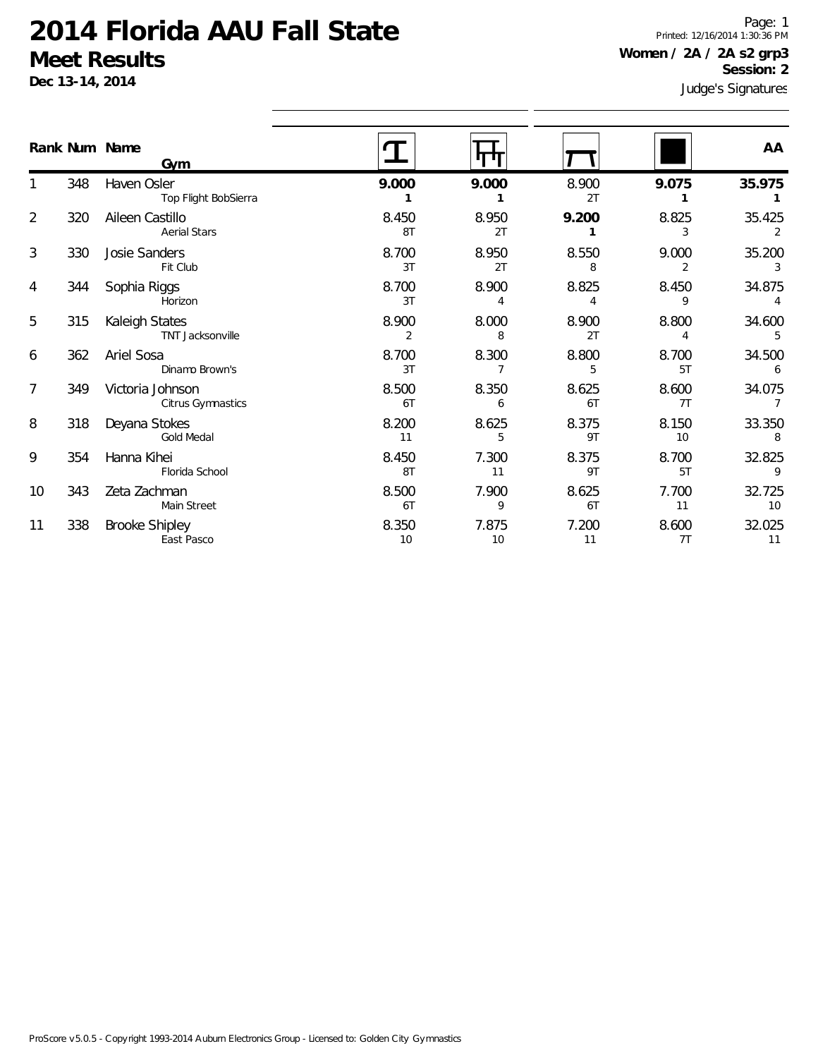# 2014 Florida AAU Fall State

## Meet Results

**Dec 13-14, 2014**

Printed: 12/16/2014 1:30:36 PM

**Women / 2A / 2A s2 grp3**

**Session: 2**

Judge's Signatures

| Rank | Num | Name / Gym | Vault | Bars | Beam | Floor | AA |
|---|---|---|---|---|---|---|---|
| 1 | 348 | Haven Osler<br>Top Flight BobSierra | **9.000**<br>**1** | **9.000**<br>**1** | 8.900<br>2T | **9.075**<br>**1** | **35.975**<br>**1** |
| 2 | 320 | Aileen Castillo<br>Aerial Stars | 8.450<br>8T | 8.950<br>2T | **9.200**<br>**1** | 8.825<br>3 | 35.425<br>2 |
| 3 | 330 | Josie Sanders<br>Fit Club | 8.700<br>3T | 8.950<br>2T | 8.550<br>8 | 9.000<br>2 | 35.200<br>3 |
| 4 | 344 | Sophia Riggs<br>Horizon | 8.700<br>3T | 8.900<br>4 | 8.825<br>4 | 8.450<br>9 | 34.875<br>4 |
| 5 | 315 | Kaleigh States<br>TNT Jacksonville | 8.900<br>2 | 8.000<br>8 | 8.900<br>2T | 8.800<br>4 | 34.600<br>5 |
| 6 | 362 | Ariel Sosa<br>Dinamo Brown's | 8.700<br>3T | 8.300<br>7 | 8.800<br>5 | 8.700<br>5T | 34.500<br>6 |
| 7 | 349 | Victoria Johnson<br>Citrus Gymnastics | 8.500<br>6T | 8.350<br>6 | 8.625<br>6T | 8.600<br>7T | 34.075<br>7 |
| 8 | 318 | Deyana Stokes<br>Gold Medal | 8.200<br>11 | 8.625<br>5 | 8.375<br>9T | 8.150<br>10 | 33.350<br>8 |
| 9 | 354 | Hanna Kihei<br>Florida School | 8.450<br>8T | 7.300<br>11 | 8.375<br>9T | 8.700<br>5T | 32.825<br>9 |
| 10 | 343 | Zeta Zachman<br>Main Street | 8.500<br>6T | 7.900<br>9 | 8.625<br>6T | 7.700<br>11 | 32.725<br>10 |
| 11 | 338 | Brooke Shipley<br>East Pasco | 8.350<br>10 | 7.875<br>10 | 7.200<br>11 | 8.600<br>7T | 32.025<br>11 |

ProScore v5.0.5 - Copyright 1993-2014 Auburn Electronics Group - Licensed to: Golden City Gymnastics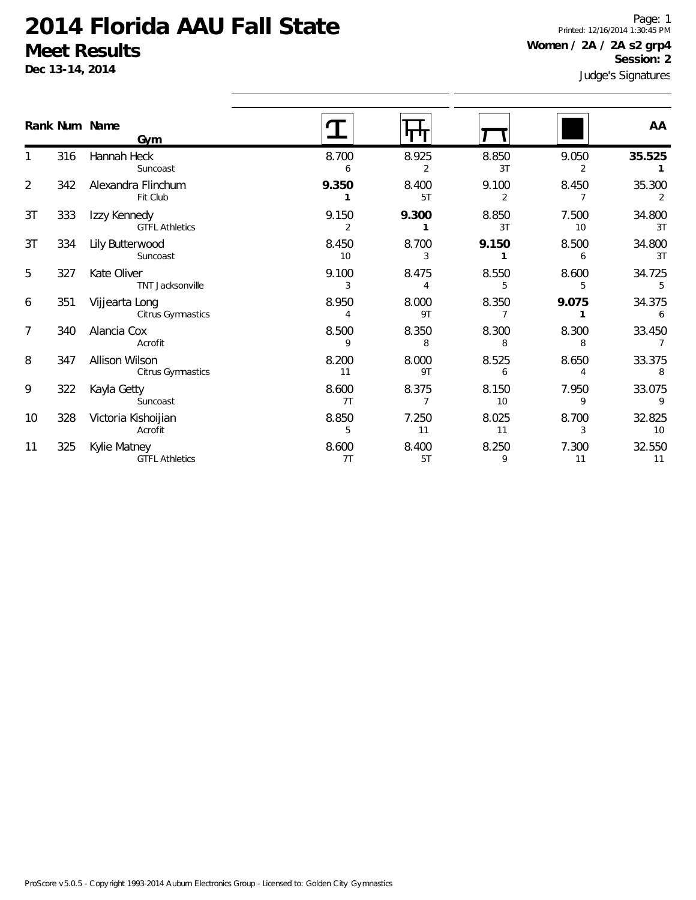# 2014 Florida AAU Fall State

## Meet Results

**Dec 13-14, 2014**

Page: 1
Printed: 12/16/2014 1:30:45 PM

**Women / 2A / 2A s2 grp4**
**Session: 2**

Judge's Signatures

| Rank | Num | Name / Gym | Vault | Bars | Beam | Floor | AA |
|---|---|---|---|---|---|---|---|
| 1 | 316 | Hannah Heck<br>Suncoast | 8.700<br>6 | 8.925<br>2 | 8.850<br>3T | 9.050<br>2 | **35.525**<br>**1** |
| 2 | 342 | Alexandra Flinchum<br>Fit Club | **9.350**<br>**1** | 8.400<br>5T | 9.100<br>2 | 8.450<br>7 | 35.300<br>2 |
| 3T | 333 | Izzy Kennedy<br>GTFL Athletics | 9.150<br>2 | **9.300**<br>**1** | 8.850<br>3T | 7.500<br>10 | 34.800<br>3T |
| 3T | 334 | Lily Butterwood<br>Suncoast | 8.450<br>10 | 8.700<br>3 | **9.150**<br>**1** | 8.500<br>6 | 34.800<br>3T |
| 5 | 327 | Kate Oliver<br>TNT Jacksonville | 9.100<br>3 | 8.475<br>4 | 8.550<br>5 | 8.600<br>5 | 34.725<br>5 |
| 6 | 351 | Vijjearta Long<br>Citrus Gymnastics | 8.950<br>4 | 8.000<br>9T | 8.350<br>7 | **9.075**<br>**1** | 34.375<br>6 |
| 7 | 340 | Alancia Cox<br>Acrofit | 8.500<br>9 | 8.350<br>8 | 8.300<br>8 | 8.300<br>8 | 33.450<br>7 |
| 8 | 347 | Allison Wilson<br>Citrus Gymnastics | 8.200<br>11 | 8.000<br>9T | 8.525<br>6 | 8.650<br>4 | 33.375<br>8 |
| 9 | 322 | Kayla Getty<br>Suncoast | 8.600<br>7T | 8.375<br>7 | 8.150<br>10 | 7.950<br>9 | 33.075<br>9 |
| 10 | 328 | Victoria Kishoijian<br>Acrofit | 8.850<br>5 | 7.250<br>11 | 8.025<br>11 | 8.700<br>3 | 32.825<br>10 |
| 11 | 325 | Kylie Matney<br>GTFL Athletics | 8.600<br>7T | 8.400<br>5T | 8.250<br>9 | 7.300<br>11 | 32.550<br>11 |

ProScore v5.0.5 - Copyright 1993-2014 Auburn Electronics Group - Licensed to: Golden City Gymnastics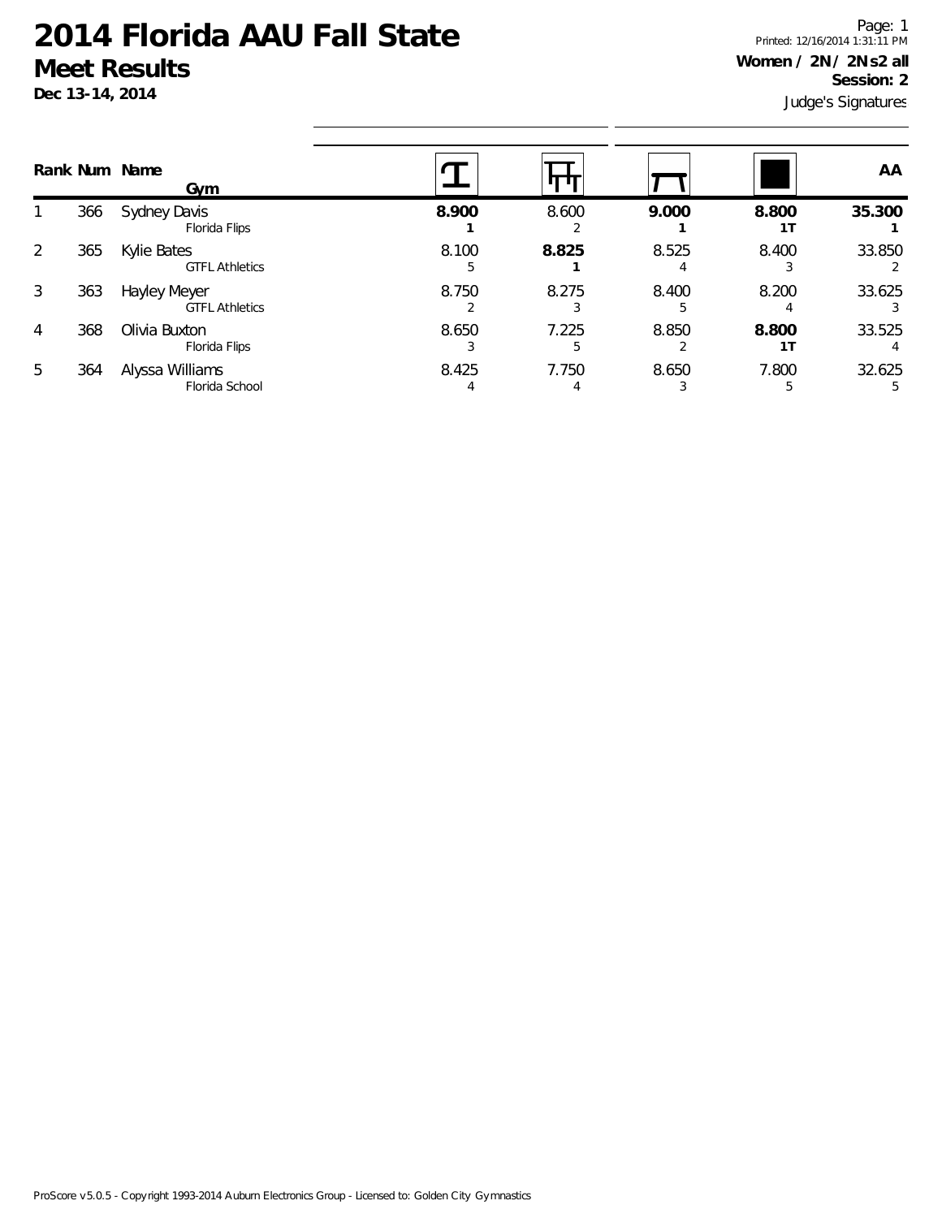# 2014 Florida AAU Fall State

## Meet Results

**Dec 13-14, 2014**

Page: 1
Printed: 12/16/2014 1:31:11 PM

**Women / 2N / 2N s2 all**
**Session: 2**
Judge's Signatures

| Rank | Num | Name / Gym | Vault | Bars | Beam | Floor | AA |
|---|---|---|---|---|---|---|---|
| 1 | 366 | Sydney Davis<br>Florida Flips | **8.900**<br>**1** | 8.600<br>2 | **9.000**<br>**1** | **8.800**<br>**1T** | **35.300**<br>**1** |
| 2 | 365 | Kylie Bates<br>GTFL Athletics | 8.100<br>5 | **8.825**<br>**1** | 8.525<br>4 | 8.400<br>3 | 33.850<br>2 |
| 3 | 363 | Hayley Meyer<br>GTFL Athletics | 8.750<br>2 | 8.275<br>3 | 8.400<br>5 | 8.200<br>4 | 33.625<br>3 |
| 4 | 368 | Olivia Buxton<br>Florida Flips | 8.650<br>3 | 7.225<br>5 | 8.850<br>2 | **8.800**<br>**1T** | 33.525<br>4 |
| 5 | 364 | Alyssa Williams<br>Florida School | 8.425<br>4 | 7.750<br>4 | 8.650<br>3 | 7.800<br>5 | 32.625<br>5 |

ProScore v5.0.5 - Copyright 1993-2014 Auburn Electronics Group - Licensed to: Golden City Gymnastics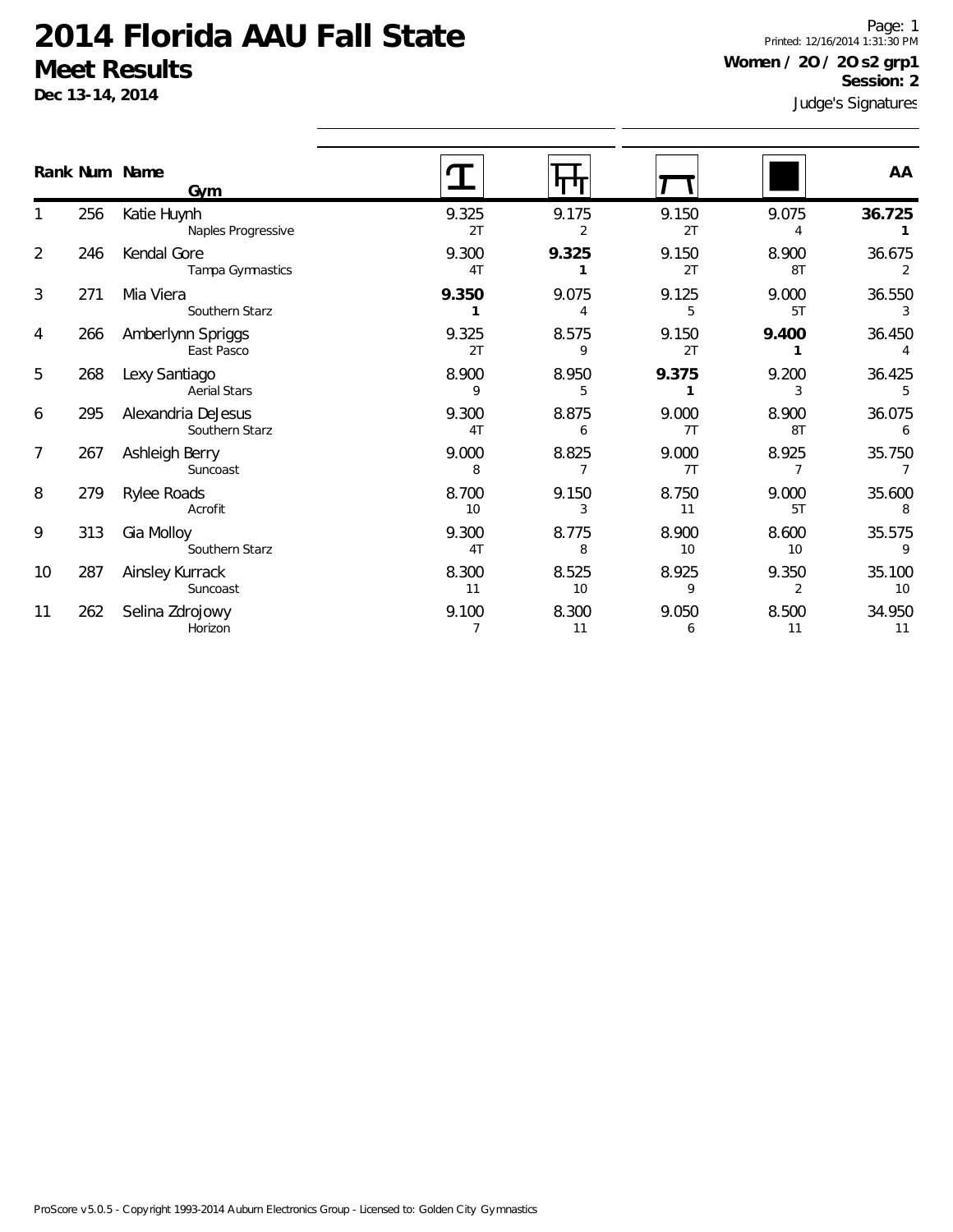# 2014 Florida AAU Fall State

## Meet Results

**Dec 13-14, 2014**

Printed: 12/16/2014 1:31:30 PM

**Women / 2O / 2O s2 grp1**

**Session: 2**

Judge's Signatures

| Rank | Num | Name / Gym | Vault | Bars | Beam | Floor | AA |
|---|---|---|---|---|---|---|---|
| 1 | 256 | Katie Huynh<br>Naples Progressive | 9.325<br>2T | 9.175<br>2 | 9.150<br>2T | 9.075<br>4 | **36.725**<br>**1** |
| 2 | 246 | Kendal Gore<br>Tampa Gymnastics | 9.300<br>4T | **9.325**<br>**1** | 9.150<br>2T | 8.900<br>8T | 36.675<br>2 |
| 3 | 271 | Mia Viera<br>Southern Starz | **9.350**<br>**1** | 9.075<br>4 | 9.125<br>5 | 9.000<br>5T | 36.550<br>3 |
| 4 | 266 | Amberlynn Spriggs<br>East Pasco | 9.325<br>2T | 8.575<br>9 | 9.150<br>2T | **9.400**<br>**1** | 36.450<br>4 |
| 5 | 268 | Lexy Santiago<br>Aerial Stars | 8.900<br>9 | 8.950<br>5 | **9.375**<br>**1** | 9.200<br>3 | 36.425<br>5 |
| 6 | 295 | Alexandria DeJesus<br>Southern Starz | 9.300<br>4T | 8.875<br>6 | 9.000<br>7T | 8.900<br>8T | 36.075<br>6 |
| 7 | 267 | Ashleigh Berry<br>Suncoast | 9.000<br>8 | 8.825<br>7 | 9.000<br>7T | 8.925<br>7 | 35.750<br>7 |
| 8 | 279 | Rylee Roads<br>Acrofit | 8.700<br>10 | 9.150<br>3 | 8.750<br>11 | 9.000<br>5T | 35.600<br>8 |
| 9 | 313 | Gia Molloy<br>Southern Starz | 9.300<br>4T | 8.775<br>8 | 8.900<br>10 | 8.600<br>10 | 35.575<br>9 |
| 10 | 287 | Ainsley Kurrack<br>Suncoast | 8.300<br>11 | 8.525<br>10 | 8.925<br>9 | 9.350<br>2 | 35.100<br>10 |
| 11 | 262 | Selina Zdrojowy<br>Horizon | 9.100<br>7 | 8.300<br>11 | 9.050<br>6 | 8.500<br>11 | 34.950<br>11 |

ProScore v5.0.5 - Copyright 1993-2014 Auburn Electronics Group - Licensed to: Golden City Gymnastics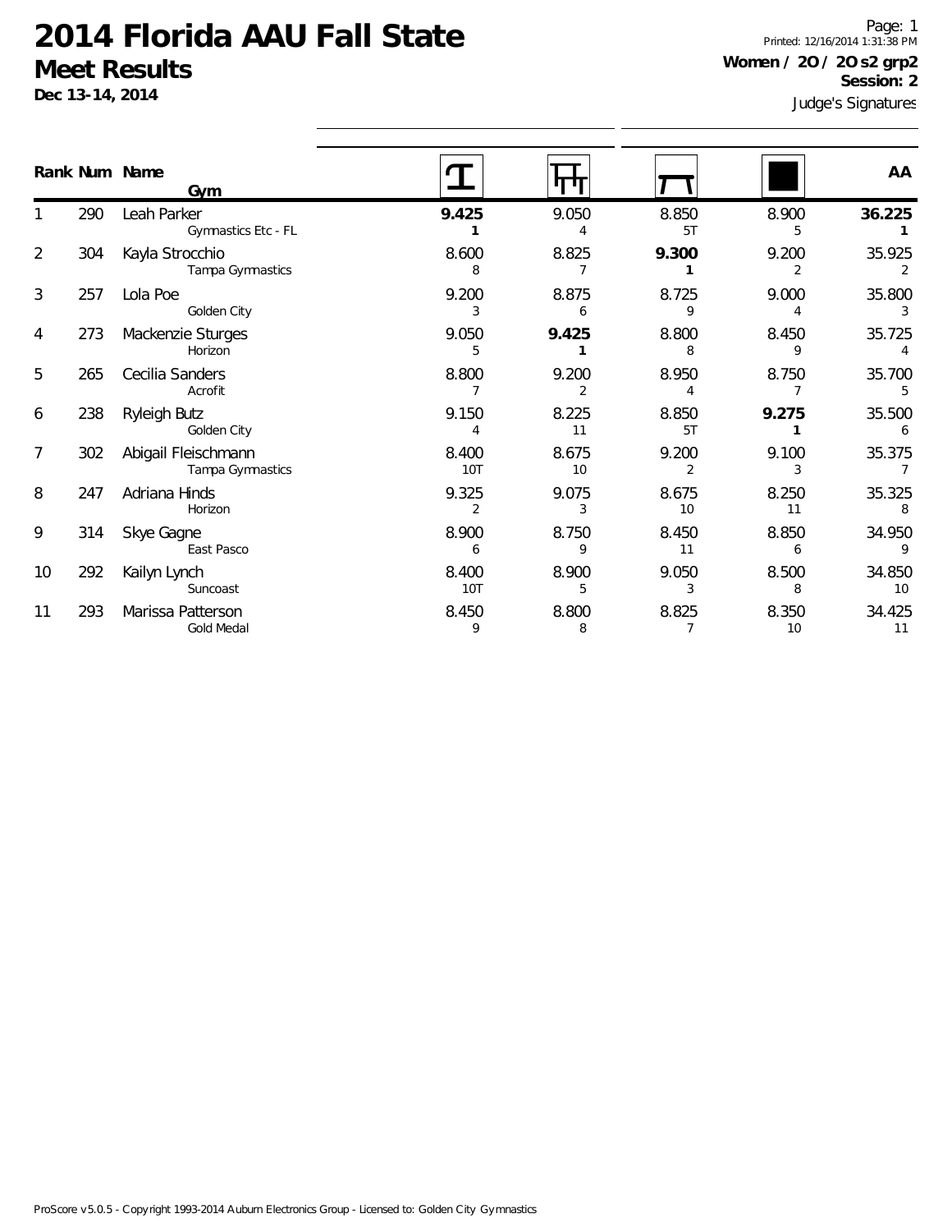# 2014 Florida AAU Fall State

## Meet Results

**Dec 13-14, 2014**

Printed: 12/16/2014 1:31:38 PM

**Women / 2O / 2O s2 grp2**

**Session: 2**

Judge's Signatures

| Rank | Num | Name / Gym | Vault | Bars | Beam | Floor | AA |
|---|---|---|---|---|---|---|---|
| 1 | 290 | Leah Parker<br>Gymnastics Etc - FL | **9.425**<br>**1** | 9.050<br>4 | 8.850<br>5T | 8.900<br>5 | **36.225**<br>**1** |
| 2 | 304 | Kayla Strocchio<br>Tampa Gymnastics | 8.600<br>8 | 8.825<br>7 | **9.300**<br>**1** | 9.200<br>2 | 35.925<br>2 |
| 3 | 257 | Lola Poe<br>Golden City | 9.200<br>3 | 8.875<br>6 | 8.725<br>9 | 9.000<br>4 | 35.800<br>3 |
| 4 | 273 | Mackenzie Sturges<br>Horizon | 9.050<br>5 | **9.425**<br>**1** | 8.800<br>8 | 8.450<br>9 | 35.725<br>4 |
| 5 | 265 | Cecilia Sanders<br>Acrofit | 8.800<br>7 | 9.200<br>2 | 8.950<br>4 | 8.750<br>7 | 35.700<br>5 |
| 6 | 238 | Ryleigh Butz<br>Golden City | 9.150<br>4 | 8.225<br>11 | 8.850<br>5T | **9.275**<br>**1** | 35.500<br>6 |
| 7 | 302 | Abigail Fleischmann<br>Tampa Gymnastics | 8.400<br>10T | 8.675<br>10 | 9.200<br>2 | 9.100<br>3 | 35.375<br>7 |
| 8 | 247 | Adriana Hinds<br>Horizon | 9.325<br>2 | 9.075<br>3 | 8.675<br>10 | 8.250<br>11 | 35.325<br>8 |
| 9 | 314 | Skye Gagne<br>East Pasco | 8.900<br>6 | 8.750<br>9 | 8.450<br>11 | 8.850<br>6 | 34.950<br>9 |
| 10 | 292 | Kailyn Lynch<br>Suncoast | 8.400<br>10T | 8.900<br>5 | 9.050<br>3 | 8.500<br>8 | 34.850<br>10 |
| 11 | 293 | Marissa Patterson<br>Gold Medal | 8.450<br>9 | 8.800<br>8 | 8.825<br>7 | 8.350<br>10 | 34.425<br>11 |

ProScore v5.0.5 - Copyright 1993-2014 Auburn Electronics Group - Licensed to: Golden City Gymnastics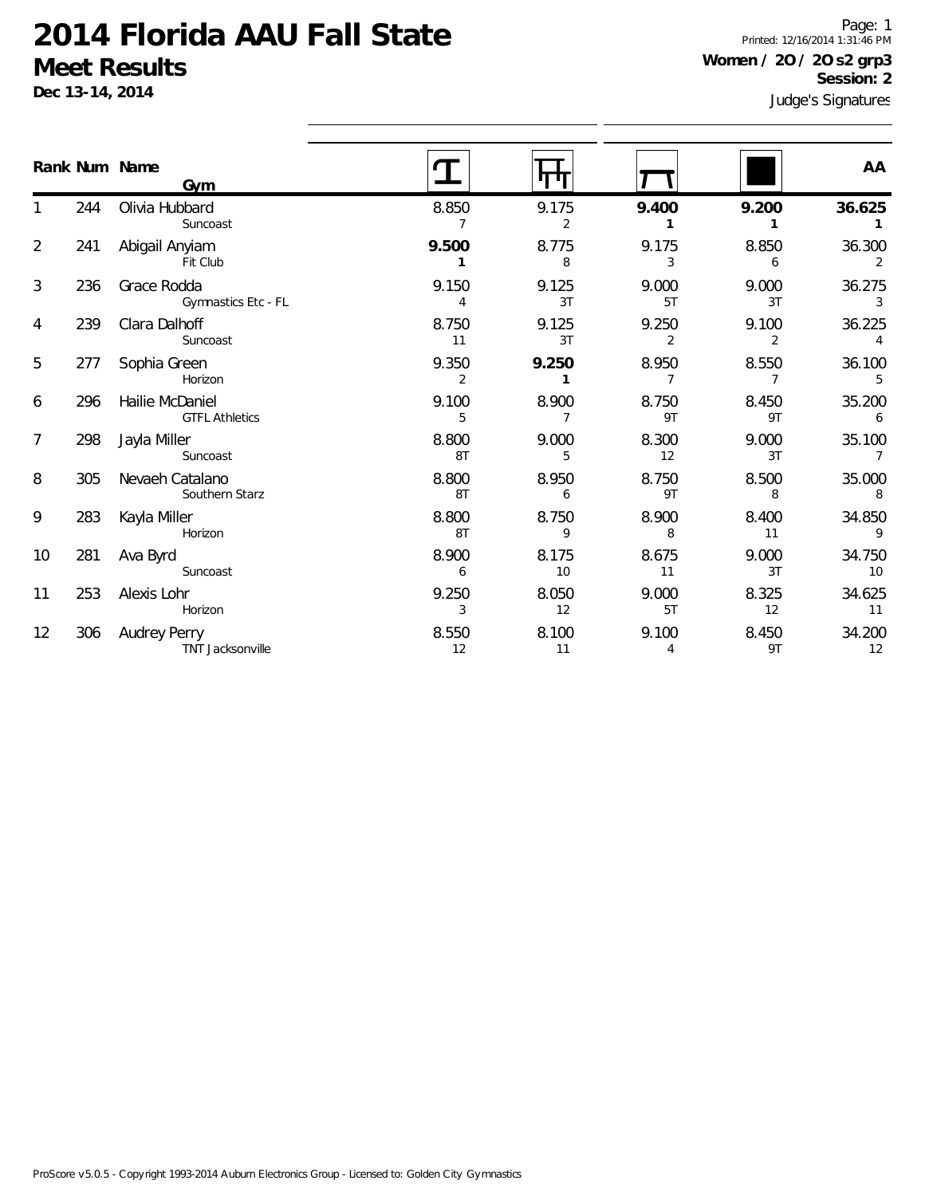# 2014 Florida AAU Fall State

## Meet Results

**Dec 13-14, 2014**

Page: 1
Printed: 12/16/2014 1:31:46 PM

**Women / 2O / 2O s2 grp3**
**Session: 2**

Judge's Signatures

| Rank | Num | Name / Gym | Vault | Bars | Beam | Floor | AA |
|---|---|---|---|---|---|---|---|
| 1 | 244 | Olivia Hubbard<br>Suncoast | 8.850<br>7 | 9.175<br>2 | **9.400**<br>**1** | **9.200**<br>**1** | **36.625**<br>**1** |
| 2 | 241 | Abigail Anyiam<br>Fit Club | **9.500**<br>**1** | 8.775<br>8 | 9.175<br>3 | 8.850<br>6 | 36.300<br>2 |
| 3 | 236 | Grace Rodda<br>Gymnastics Etc - FL | 9.150<br>4 | 9.125<br>3T | 9.000<br>5T | 9.000<br>3T | 36.275<br>3 |
| 4 | 239 | Clara Dalhoff<br>Suncoast | 8.750<br>11 | 9.125<br>3T | 9.250<br>2 | 9.100<br>2 | 36.225<br>4 |
| 5 | 277 | Sophia Green<br>Horizon | 9.350<br>2 | **9.250**<br>**1** | 8.950<br>7 | 8.550<br>7 | 36.100<br>5 |
| 6 | 296 | Hailie McDaniel<br>GTFL Athletics | 9.100<br>5 | 8.900<br>7 | 8.750<br>9T | 8.450<br>9T | 35.200<br>6 |
| 7 | 298 | Jayla Miller<br>Suncoast | 8.800<br>8T | 9.000<br>5 | 8.300<br>12 | 9.000<br>3T | 35.100<br>7 |
| 8 | 305 | Nevaeh Catalano<br>Southern Starz | 8.800<br>8T | 8.950<br>6 | 8.750<br>9T | 8.500<br>8 | 35.000<br>8 |
| 9 | 283 | Kayla Miller<br>Horizon | 8.800<br>8T | 8.750<br>9 | 8.900<br>8 | 8.400<br>11 | 34.850<br>9 |
| 10 | 281 | Ava Byrd<br>Suncoast | 8.900<br>6 | 8.175<br>10 | 8.675<br>11 | 9.000<br>3T | 34.750<br>10 |
| 11 | 253 | Alexis Lohr<br>Horizon | 9.250<br>3 | 8.050<br>12 | 9.000<br>5T | 8.325<br>12 | 34.625<br>11 |
| 12 | 306 | Audrey Perry<br>TNT Jacksonville | 8.550<br>12 | 8.100<br>11 | 9.100<br>4 | 8.450<br>9T | 34.200<br>12 |

ProScore v5.0.5 - Copyright 1993-2014 Auburn Electronics Group - Licensed to: Golden City Gymnastics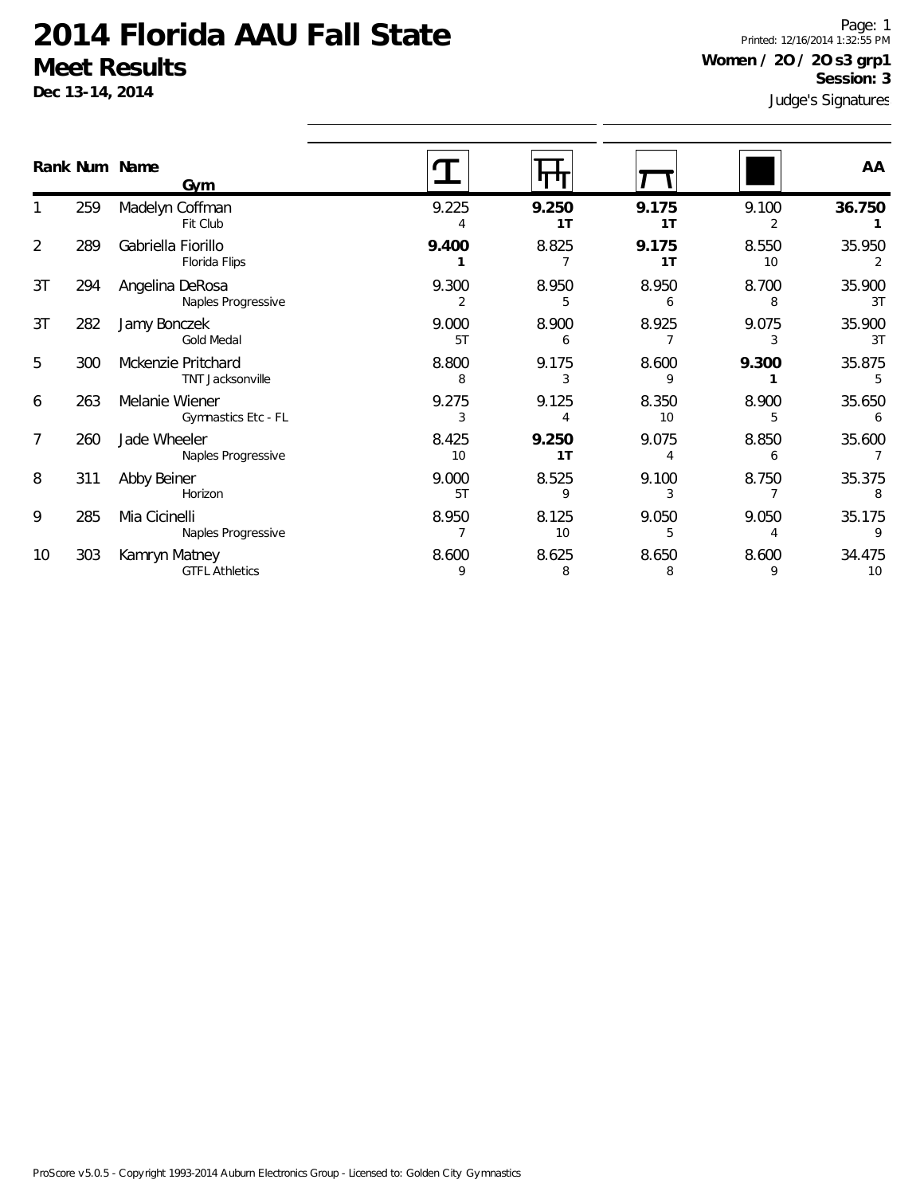# 2014 Florida AAU Fall State

## Meet Results

**Dec 13-14, 2014**

Printed: 12/16/2014 1:32:55 PM

**Women / 2O / 2O s3 grp1**

**Session: 3**

Judge's Signatures

| Rank | Num | Name / Gym | Vault | Bars | Beam | Floor | AA |
|---|---|---|---|---|---|---|---|
| 1 | 259 | Madelyn Coffman<br>Fit Club | 9.225<br>4 | **9.250**<br>**1T** | **9.175**<br>**1T** | 9.100<br>2 | **36.750**<br>**1** |
| 2 | 289 | Gabriella Fiorillo<br>Florida Flips | **9.400**<br>**1** | 8.825<br>7 | **9.175**<br>**1T** | 8.550<br>10 | 35.950<br>2 |
| 3T | 294 | Angelina DeRosa<br>Naples Progressive | 9.300<br>2 | 8.950<br>5 | 8.950<br>6 | 8.700<br>8 | 35.900<br>3T |
| 3T | 282 | Jamy Bonczek<br>Gold Medal | 9.000<br>5T | 8.900<br>6 | 8.925<br>7 | 9.075<br>3 | 35.900<br>3T |
| 5 | 300 | Mckenzie Pritchard<br>TNT Jacksonville | 8.800<br>8 | 9.175<br>3 | 8.600<br>9 | **9.300**<br>**1** | 35.875<br>5 |
| 6 | 263 | Melanie Wiener<br>Gymnastics Etc - FL | 9.275<br>3 | 9.125<br>4 | 8.350<br>10 | 8.900<br>5 | 35.650<br>6 |
| 7 | 260 | Jade Wheeler<br>Naples Progressive | 8.425<br>10 | **9.250**<br>**1T** | 9.075<br>4 | 8.850<br>6 | 35.600<br>7 |
| 8 | 311 | Abby Beiner<br>Horizon | 9.000<br>5T | 8.525<br>9 | 9.100<br>3 | 8.750<br>7 | 35.375<br>8 |
| 9 | 285 | Mia Cicinelli<br>Naples Progressive | 8.950<br>7 | 8.125<br>10 | 9.050<br>5 | 9.050<br>4 | 35.175<br>9 |
| 10 | 303 | Kamryn Matney<br>GTFL Athletics | 8.600<br>9 | 8.625<br>8 | 8.650<br>8 | 8.600<br>9 | 34.475<br>10 |

ProScore v5.0.5 - Copyright 1993-2014 Auburn Electronics Group - Licensed to: Golden City Gymnastics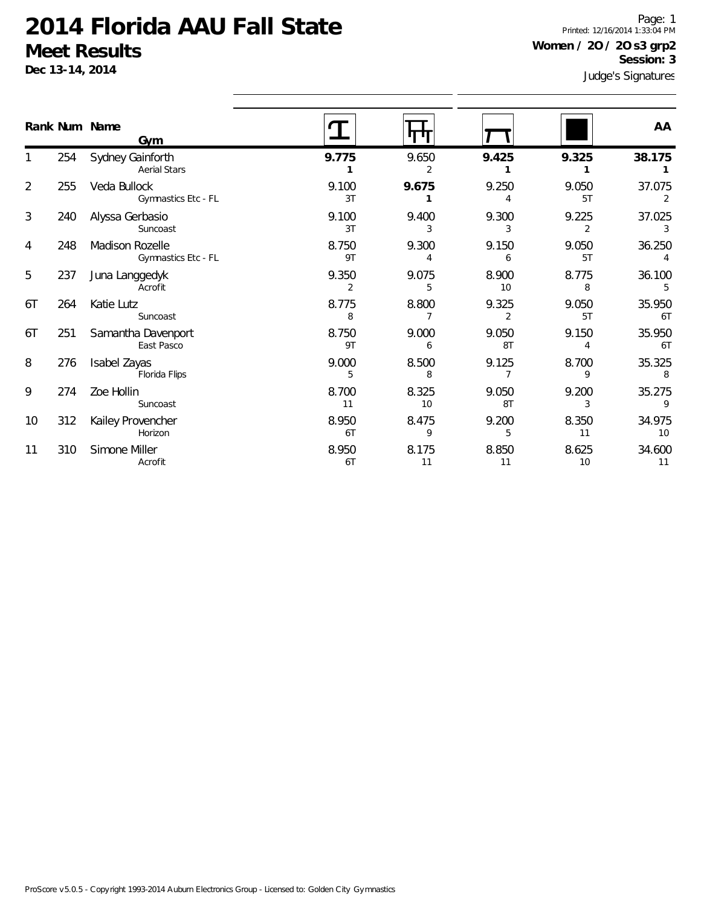# 2014 Florida AAU Fall State

## Meet Results

**Dec 13-14, 2014**

Printed: 12/16/2014 1:33:04 PM

**Women / 2O / 2O s3 grp2**

**Session: 3**

Judge's Signatures

| Rank | Num | Name / Gym | Vault | Bars | Beam | Floor | AA |
|---|---|---|---|---|---|---|---|
| 1 | 254 | Sydney Gainforth<br>Aerial Stars | **9.775**<br>**1** | 9.650<br>2 | **9.425**<br>**1** | **9.325**<br>**1** | **38.175**<br>**1** |
| 2 | 255 | Veda Bullock<br>Gymnastics Etc - FL | 9.100<br>3T | **9.675**<br>**1** | 9.250<br>4 | 9.050<br>5T | 37.075<br>2 |
| 3 | 240 | Alyssa Gerbasio<br>Suncoast | 9.100<br>3T | 9.400<br>3 | 9.300<br>3 | 9.225<br>2 | 37.025<br>3 |
| 4 | 248 | Madison Rozelle<br>Gymnastics Etc - FL | 8.750<br>9T | 9.300<br>4 | 9.150<br>6 | 9.050<br>5T | 36.250<br>4 |
| 5 | 237 | Juna Langgedyk<br>Acrofit | 9.350<br>2 | 9.075<br>5 | 8.900<br>10 | 8.775<br>8 | 36.100<br>5 |
| 6T | 264 | Katie Lutz<br>Suncoast | 8.775<br>8 | 8.800<br>7 | 9.325<br>2 | 9.050<br>5T | 35.950<br>6T |
| 6T | 251 | Samantha Davenport<br>East Pasco | 8.750<br>9T | 9.000<br>6 | 9.050<br>8T | 9.150<br>4 | 35.950<br>6T |
| 8 | 276 | Isabel Zayas<br>Florida Flips | 9.000<br>5 | 8.500<br>8 | 9.125<br>7 | 8.700<br>9 | 35.325<br>8 |
| 9 | 274 | Zoe Hollin<br>Suncoast | 8.700<br>11 | 8.325<br>10 | 9.050<br>8T | 9.200<br>3 | 35.275<br>9 |
| 10 | 312 | Kailey Provencher<br>Horizon | 8.950<br>6T | 8.475<br>9 | 9.200<br>5 | 8.350<br>11 | 34.975<br>10 |
| 11 | 310 | Simone Miller<br>Acrofit | 8.950<br>6T | 8.175<br>11 | 8.850<br>11 | 8.625<br>10 | 34.600<br>11 |

ProScore v5.0.5 - Copyright 1993-2014 Auburn Electronics Group - Licensed to: Golden City Gymnastics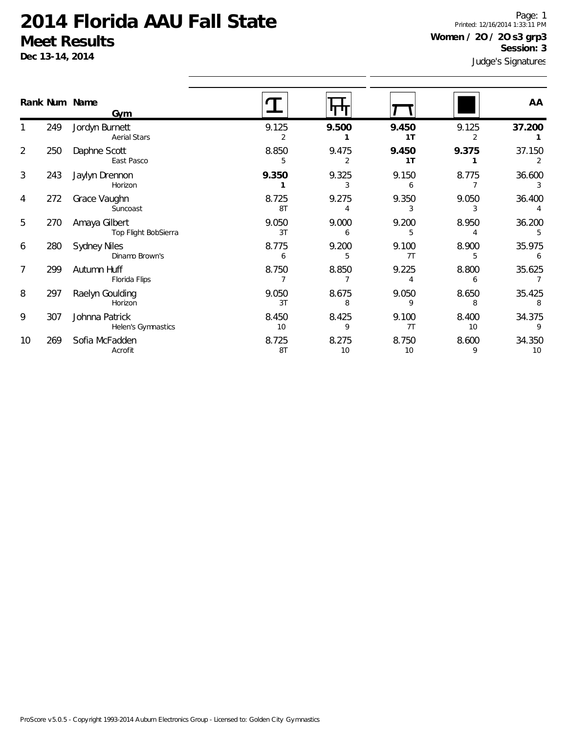# 2014 Florida AAU Fall State

## Meet Results

**Dec 13-14, 2014**

Printed: 12/16/2014 1:33:11 PM

**Women / 2O / 2O s3 grp3**

**Session: 3**

Judge's Signatures

| Rank | Num | Name / Gym | Vault | Bars | Beam | Floor | AA |
|---|---|---|---|---|---|---|---|
| 1 | 249 | Jordyn Burnett<br>Aerial Stars | 9.125<br>2 | **9.500**<br>**1** | **9.450**<br>**1T** | 9.125<br>2 | **37.200**<br>**1** |
| 2 | 250 | Daphne Scott<br>East Pasco | 8.850<br>5 | 9.475<br>2 | **9.450**<br>**1T** | **9.375**<br>**1** | 37.150<br>2 |
| 3 | 243 | Jaylyn Drennon<br>Horizon | **9.350**<br>**1** | 9.325<br>3 | 9.150<br>6 | 8.775<br>7 | 36.600<br>3 |
| 4 | 272 | Grace Vaughn<br>Suncoast | 8.725<br>8T | 9.275<br>4 | 9.350<br>3 | 9.050<br>3 | 36.400<br>4 |
| 5 | 270 | Amaya Gilbert<br>Top Flight BobSierra | 9.050<br>3T | 9.000<br>6 | 9.200<br>5 | 8.950<br>4 | 36.200<br>5 |
| 6 | 280 | Sydney Niles<br>Dinamo Brown's | 8.775<br>6 | 9.200<br>5 | 9.100<br>7T | 8.900<br>5 | 35.975<br>6 |
| 7 | 299 | Autumn Huff<br>Florida Flips | 8.750<br>7 | 8.850<br>7 | 9.225<br>4 | 8.800<br>6 | 35.625<br>7 |
| 8 | 297 | Raelyn Goulding<br>Horizon | 9.050<br>3T | 8.675<br>8 | 9.050<br>9 | 8.650<br>8 | 35.425<br>8 |
| 9 | 307 | Johnna Patrick<br>Helen's Gymnastics | 8.450<br>10 | 8.425<br>9 | 9.100<br>7T | 8.400<br>10 | 34.375<br>9 |
| 10 | 269 | Sofia McFadden<br>Acrofit | 8.725<br>8T | 8.275<br>10 | 8.750<br>10 | 8.600<br>9 | 34.350<br>10 |

ProScore v5.0.5 - Copyright 1993-2014 Auburn Electronics Group - Licensed to: Golden City Gymnastics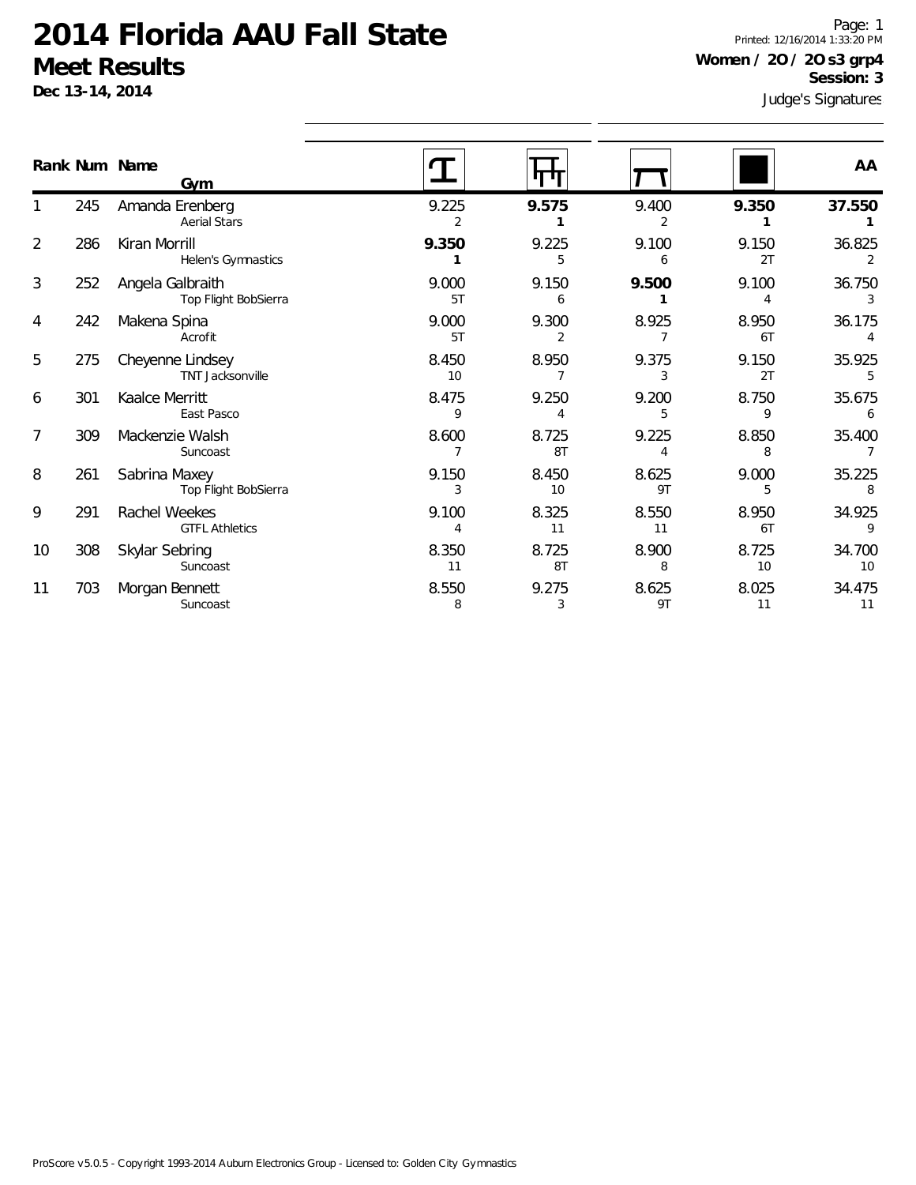# 2014 Florida AAU Fall State

## Meet Results

**Dec 13-14, 2014**

Page: 1
Printed: 12/16/2014 1:33:20 PM

**Women / 2O / 2O s3 grp4**
**Session: 3**

Judge's Signatures

| Rank | Num | Name / Gym | Vault | Bars | Beam | Floor | AA |
|---|---|---|---|---|---|---|---|
| 1 | 245 | Amanda Erenberg<br>Aerial Stars | 9.225<br>2 | **9.575**<br>**1** | 9.400<br>2 | **9.350**<br>**1** | **37.550**<br>**1** |
| 2 | 286 | Kiran Morrill<br>Helen's Gymnastics | **9.350**<br>**1** | 9.225<br>5 | 9.100<br>6 | 9.150<br>2T | 36.825<br>2 |
| 3 | 252 | Angela Galbraith<br>Top Flight BobSierra | 9.000<br>5T | 9.150<br>6 | **9.500**<br>**1** | 9.100<br>4 | 36.750<br>3 |
| 4 | 242 | Makena Spina<br>Acrofit | 9.000<br>5T | 9.300<br>2 | 8.925<br>7 | 8.950<br>6T | 36.175<br>4 |
| 5 | 275 | Cheyenne Lindsey<br>TNT Jacksonville | 8.450<br>10 | 8.950<br>7 | 9.375<br>3 | 9.150<br>2T | 35.925<br>5 |
| 6 | 301 | Kaalce Merritt<br>East Pasco | 8.475<br>9 | 9.250<br>4 | 9.200<br>5 | 8.750<br>9 | 35.675<br>6 |
| 7 | 309 | Mackenzie Walsh<br>Suncoast | 8.600<br>7 | 8.725<br>8T | 9.225<br>4 | 8.850<br>8 | 35.400<br>7 |
| 8 | 261 | Sabrina Maxey<br>Top Flight BobSierra | 9.150<br>3 | 8.450<br>10 | 8.625<br>9T | 9.000<br>5 | 35.225<br>8 |
| 9 | 291 | Rachel Weekes<br>GTFL Athletics | 9.100<br>4 | 8.325<br>11 | 8.550<br>11 | 8.950<br>6T | 34.925<br>9 |
| 10 | 308 | Skylar Sebring<br>Suncoast | 8.350<br>11 | 8.725<br>8T | 8.900<br>8 | 8.725<br>10 | 34.700<br>10 |
| 11 | 703 | Morgan Bennett<br>Suncoast | 8.550<br>8 | 9.275<br>3 | 8.625<br>9T | 8.025<br>11 | 34.475<br>11 |

ProScore v5.0.5 - Copyright 1993-2014 Auburn Electronics Group - Licensed to: Golden City Gymnastics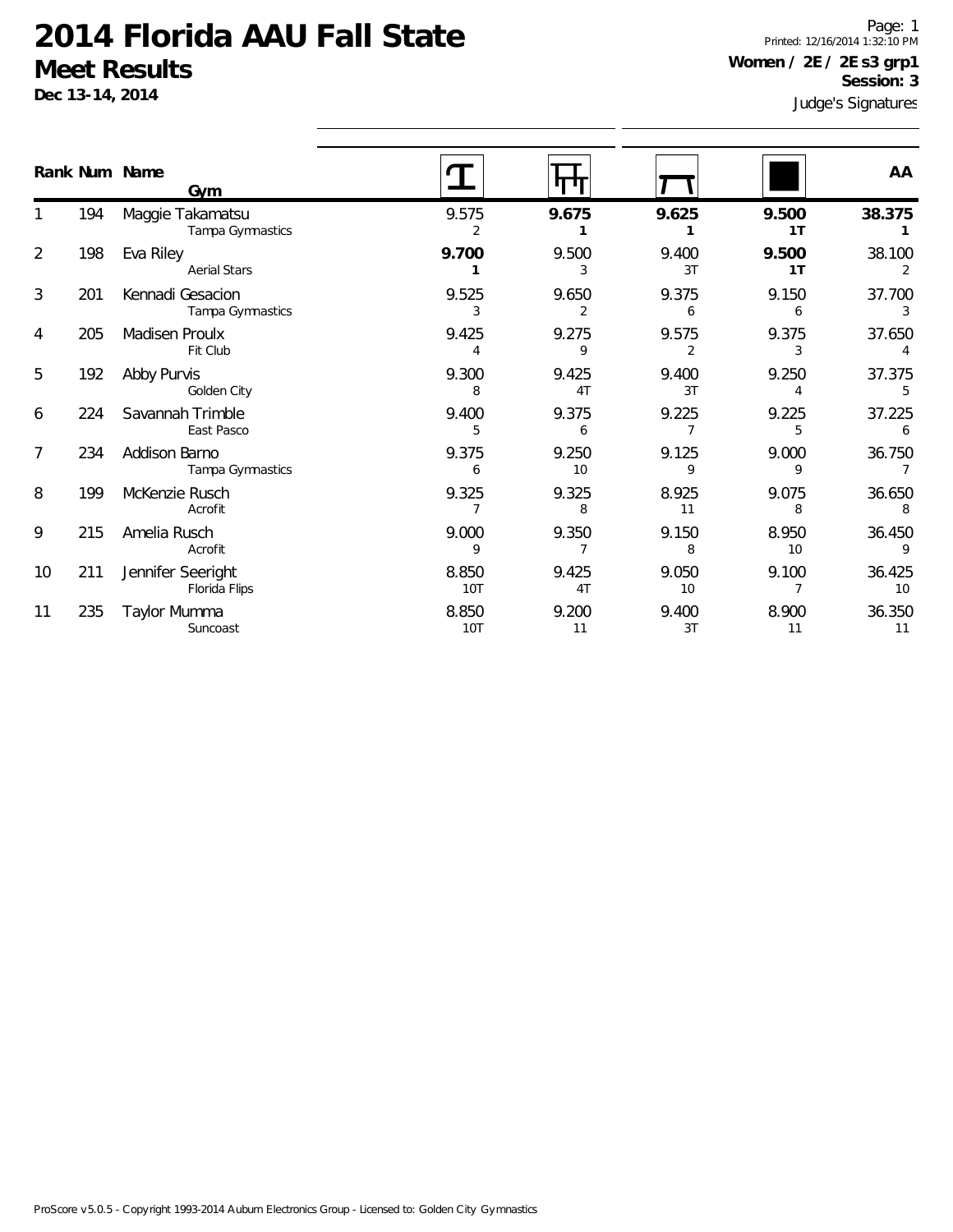# 2014 Florida AAU Fall State

## Meet Results

**Dec 13-14, 2014**

Printed: 12/16/2014 1:32:10 PM

**Women / 2E / 2E s3 grp1**

**Session: 3**

Judge's Signatures

| Rank | Num | Name / Gym | Vault | Bars | Beam | Floor | AA |
|---|---|---|---|---|---|---|---|
| 1 | 194 | Maggie Takamatsu<br>Tampa Gymnastics | 9.575<br>2 | **9.675**<br>**1** | **9.625**<br>**1** | **9.500**<br>**1T** | **38.375**<br>**1** |
| 2 | 198 | Eva Riley<br>Aerial Stars | **9.700**<br>**1** | 9.500<br>3 | 9.400<br>3T | **9.500**<br>**1T** | 38.100<br>2 |
| 3 | 201 | Kennadi Gesacion<br>Tampa Gymnastics | 9.525<br>3 | 9.650<br>2 | 9.375<br>6 | 9.150<br>6 | 37.700<br>3 |
| 4 | 205 | Madisen Proulx<br>Fit Club | 9.425<br>4 | 9.275<br>9 | 9.575<br>2 | 9.375<br>3 | 37.650<br>4 |
| 5 | 192 | Abby Purvis<br>Golden City | 9.300<br>8 | 9.425<br>4T | 9.400<br>3T | 9.250<br>4 | 37.375<br>5 |
| 6 | 224 | Savannah Trimble<br>East Pasco | 9.400<br>5 | 9.375<br>6 | 9.225<br>7 | 9.225<br>5 | 37.225<br>6 |
| 7 | 234 | Addison Barno<br>Tampa Gymnastics | 9.375<br>6 | 9.250<br>10 | 9.125<br>9 | 9.000<br>9 | 36.750<br>7 |
| 8 | 199 | McKenzie Rusch<br>Acrofit | 9.325<br>7 | 9.325<br>8 | 8.925<br>11 | 9.075<br>8 | 36.650<br>8 |
| 9 | 215 | Amelia Rusch<br>Acrofit | 9.000<br>9 | 9.350<br>7 | 9.150<br>8 | 8.950<br>10 | 36.450<br>9 |
| 10 | 211 | Jennifer Seeright<br>Florida Flips | 8.850<br>10T | 9.425<br>4T | 9.050<br>10 | 9.100<br>7 | 36.425<br>10 |
| 11 | 235 | Taylor Mumma<br>Suncoast | 8.850<br>10T | 9.200<br>11 | 9.400<br>3T | 8.900<br>11 | 36.350<br>11 |

ProScore v5.0.5 - Copyright 1993-2014 Auburn Electronics Group - Licensed to: Golden City Gymnastics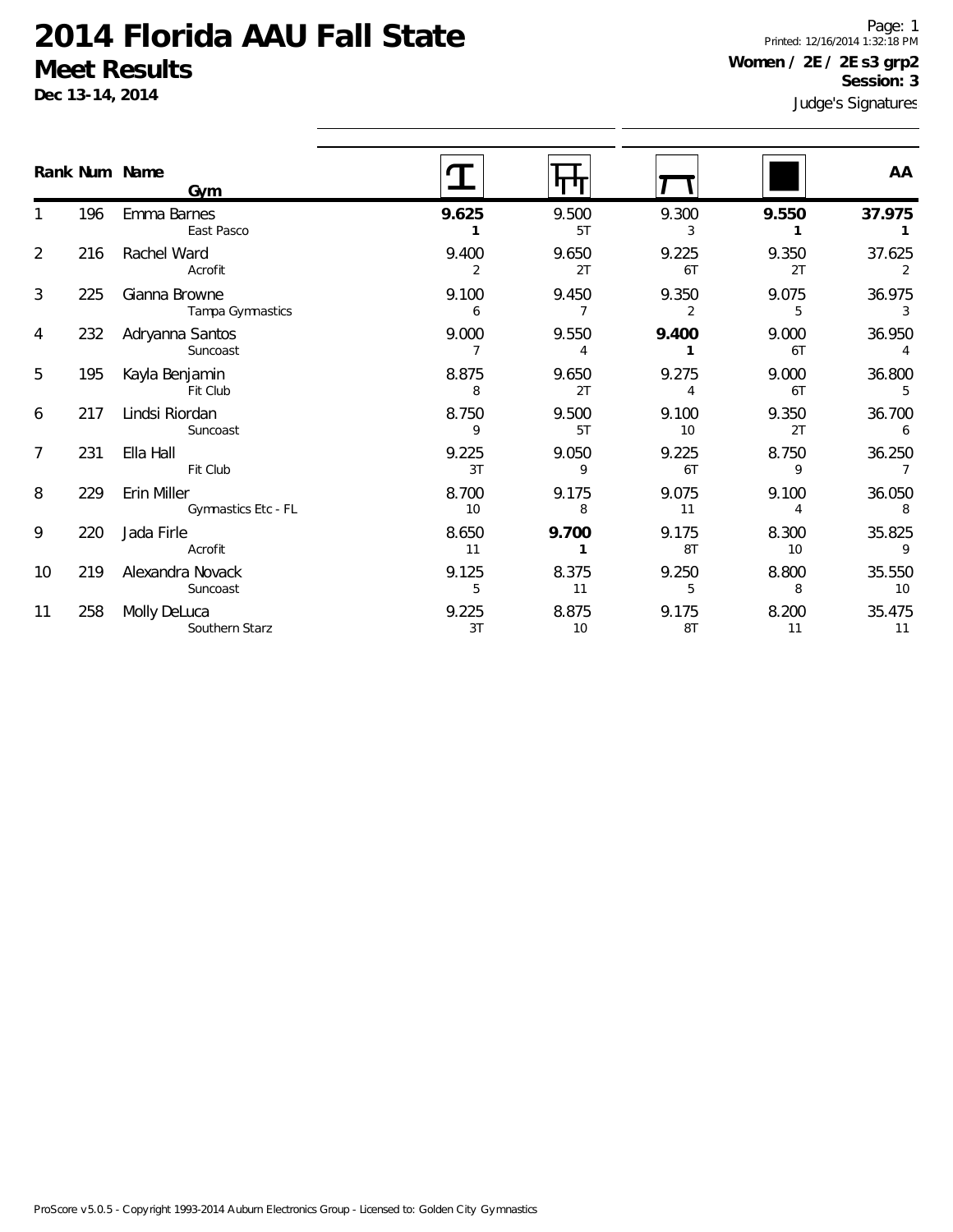# 2014 Florida AAU Fall State

## Meet Results

**Dec 13-14, 2014**

Printed: 12/16/2014 1:32:18 PM

**Women / 2E / 2E s3 grp2**

**Session: 3**

Judge's Signatures

| Rank | Num | Name / Gym | Vault | Bars | Beam | Floor | AA |
|---|---|---|---|---|---|---|---|
| 1 | 196 | Emma Barnes<br>East Pasco | **9.625**<br>**1** | 9.500<br>5T | 9.300<br>3 | **9.550**<br>**1** | **37.975**<br>**1** |
| 2 | 216 | Rachel Ward<br>Acrofit | 9.400<br>2 | 9.650<br>2T | 9.225<br>6T | 9.350<br>2T | 37.625<br>2 |
| 3 | 225 | Gianna Browne<br>Tampa Gymnastics | 9.100<br>6 | 9.450<br>7 | 9.350<br>2 | 9.075<br>5 | 36.975<br>3 |
| 4 | 232 | Adryanna Santos<br>Suncoast | 9.000<br>7 | 9.550<br>4 | **9.400**<br>**1** | 9.000<br>6T | 36.950<br>4 |
| 5 | 195 | Kayla Benjamin<br>Fit Club | 8.875<br>8 | 9.650<br>2T | 9.275<br>4 | 9.000<br>6T | 36.800<br>5 |
| 6 | 217 | Lindsi Riordan<br>Suncoast | 8.750<br>9 | 9.500<br>5T | 9.100<br>10 | 9.350<br>2T | 36.700<br>6 |
| 7 | 231 | Ella Hall<br>Fit Club | 9.225<br>3T | 9.050<br>9 | 9.225<br>6T | 8.750<br>9 | 36.250<br>7 |
| 8 | 229 | Erin Miller<br>Gymnastics Etc - FL | 8.700<br>10 | 9.175<br>8 | 9.075<br>11 | 9.100<br>4 | 36.050<br>8 |
| 9 | 220 | Jada Firle<br>Acrofit | 8.650<br>11 | **9.700**<br>**1** | 9.175<br>8T | 8.300<br>10 | 35.825<br>9 |
| 10 | 219 | Alexandra Novack<br>Suncoast | 9.125<br>5 | 8.375<br>11 | 9.250<br>5 | 8.800<br>8 | 35.550<br>10 |
| 11 | 258 | Molly DeLuca<br>Southern Starz | 9.225<br>3T | 8.875<br>10 | 9.175<br>8T | 8.200<br>11 | 35.475<br>11 |

ProScore v5.0.5 - Copyright 1993-2014 Auburn Electronics Group - Licensed to: Golden City Gymnastics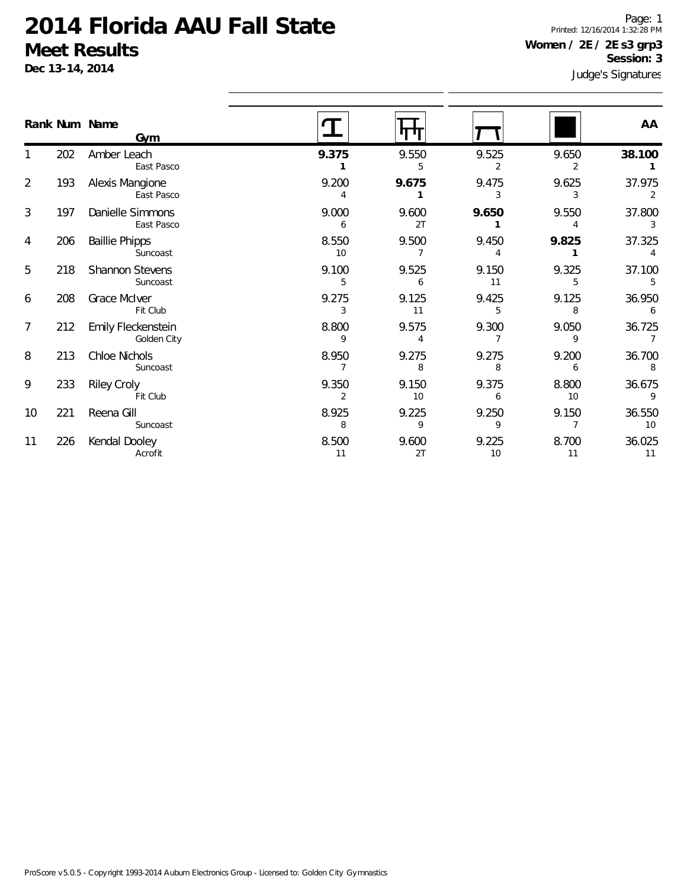# 2014 Florida AAU Fall State
## Meet Results

**Dec 13-14, 2014**

Printed: 12/16/2014 1:32:28 PM

**Women / 2E / 2E s3 grp3**
**Session: 3**

Judge's Signatures

| Rank | Num | Name / Gym | Vault | Bars | Beam | Floor | AA |
|---|---|---|---|---|---|---|---|
| 1 | 202 | Amber Leach<br>East Pasco | **9.375**<br>**1** | 9.550<br>5 | 9.525<br>2 | 9.650<br>2 | **38.100**<br>**1** |
| 2 | 193 | Alexis Mangione<br>East Pasco | 9.200<br>4 | **9.675**<br>**1** | 9.475<br>3 | 9.625<br>3 | 37.975<br>2 |
| 3 | 197 | Danielle Simmons<br>East Pasco | 9.000<br>6 | 9.600<br>2T | **9.650**<br>**1** | 9.550<br>4 | 37.800<br>3 |
| 4 | 206 | Baillie Phipps<br>Suncoast | 8.550<br>10 | 9.500<br>7 | 9.450<br>4 | **9.825**<br>**1** | 37.325<br>4 |
| 5 | 218 | Shannon Stevens<br>Suncoast | 9.100<br>5 | 9.525<br>6 | 9.150<br>11 | 9.325<br>5 | 37.100<br>5 |
| 6 | 208 | Grace McIver<br>Fit Club | 9.275<br>3 | 9.125<br>11 | 9.425<br>5 | 9.125<br>8 | 36.950<br>6 |
| 7 | 212 | Emily Fleckenstein<br>Golden City | 8.800<br>9 | 9.575<br>4 | 9.300<br>7 | 9.050<br>9 | 36.725<br>7 |
| 8 | 213 | Chloe Nichols<br>Suncoast | 8.950<br>7 | 9.275<br>8 | 9.275<br>8 | 9.200<br>6 | 36.700<br>8 |
| 9 | 233 | Riley Croly<br>Fit Club | 9.350<br>2 | 9.150<br>10 | 9.375<br>6 | 8.800<br>10 | 36.675<br>9 |
| 10 | 221 | Reena Gill<br>Suncoast | 8.925<br>8 | 9.225<br>9 | 9.250<br>9 | 9.150<br>7 | 36.550<br>10 |
| 11 | 226 | Kendal Dooley<br>Acrofit | 8.500<br>11 | 9.600<br>2T | 9.225<br>10 | 8.700<br>11 | 36.025<br>11 |

ProScore v5.0.5 - Copyright 1993-2014 Auburn Electronics Group - Licensed to: Golden City Gymnastics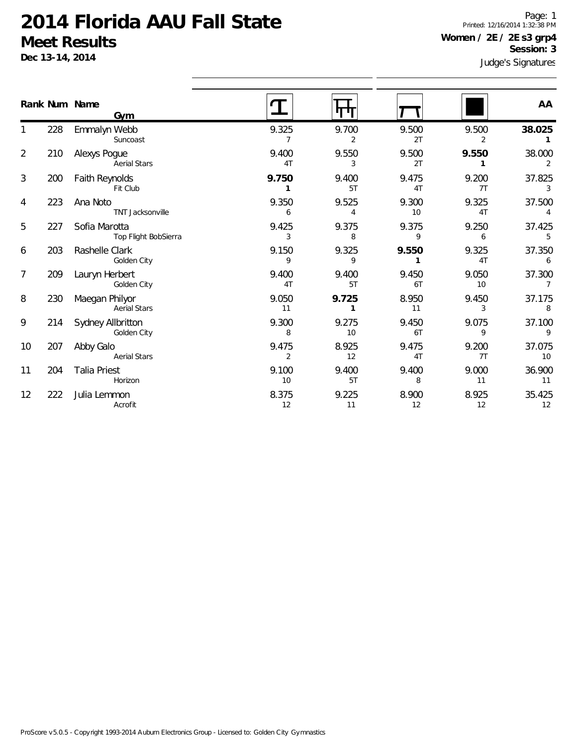# 2014 Florida AAU Fall State

## Meet Results

**Dec 13-14, 2014**

Page: 1
Printed: 12/16/2014 1:32:38 PM

**Women / 2E / 2E s3 grp4**
**Session: 3**
Judge's Signatures

| Rank | Num | Name / Gym | Vault | Bars | Beam | Floor | AA |
|---|---|---|---|---|---|---|---|
| 1 | 228 | Emmalyn Webb<br>Suncoast | 9.325<br>7 | 9.700<br>2 | 9.500<br>2T | 9.500<br>2 | **38.025**<br>**1** |
| 2 | 210 | Alexys Pogue<br>Aerial Stars | 9.400<br>4T | 9.550<br>3 | 9.500<br>2T | **9.550**<br>**1** | 38.000<br>2 |
| 3 | 200 | Faith Reynolds<br>Fit Club | **9.750**<br>**1** | 9.400<br>5T | 9.475<br>4T | 9.200<br>7T | 37.825<br>3 |
| 4 | 223 | Ana Noto<br>TNT Jacksonville | 9.350<br>6 | 9.525<br>4 | 9.300<br>10 | 9.325<br>4T | 37.500<br>4 |
| 5 | 227 | Sofia Marotta<br>Top Flight BobSierra | 9.425<br>3 | 9.375<br>8 | 9.375<br>9 | 9.250<br>6 | 37.425<br>5 |
| 6 | 203 | Rashelle Clark<br>Golden City | 9.150<br>9 | 9.325<br>9 | **9.550**<br>**1** | 9.325<br>4T | 37.350<br>6 |
| 7 | 209 | Lauryn Herbert<br>Golden City | 9.400<br>4T | 9.400<br>5T | 9.450<br>6T | 9.050<br>10 | 37.300<br>7 |
| 8 | 230 | Maegan Philyor<br>Aerial Stars | 9.050<br>11 | **9.725**<br>**1** | 8.950<br>11 | 9.450<br>3 | 37.175<br>8 |
| 9 | 214 | Sydney Allbritton<br>Golden City | 9.300<br>8 | 9.275<br>10 | 9.450<br>6T | 9.075<br>9 | 37.100<br>9 |
| 10 | 207 | Abby Galo<br>Aerial Stars | 9.475<br>2 | 8.925<br>12 | 9.475<br>4T | 9.200<br>7T | 37.075<br>10 |
| 11 | 204 | Talia Priest<br>Horizon | 9.100<br>10 | 9.400<br>5T | 9.400<br>8 | 9.000<br>11 | 36.900<br>11 |
| 12 | 222 | Julia Lemmon<br>Acrofit | 8.375<br>12 | 9.225<br>11 | 8.900<br>12 | 8.925<br>12 | 35.425<br>12 |

ProScore v5.0.5 - Copyright 1993-2014 Auburn Electronics Group - Licensed to: Golden City Gymnastics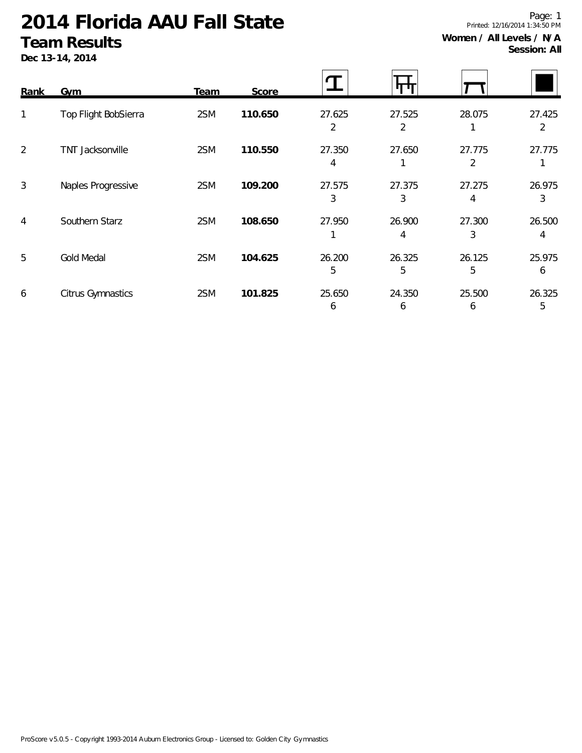# 2014 Florida AAU Fall State

## Team Results

**Dec 13-14, 2014**

Printed: 12/16/2014 1:34:50 PM

**Women / All Levels / N/A**
**Session: All**

| Rank | Gym | Team | Score | Vault | Bars | Beam | Floor |
|---|---|---|---|---|---|---|---|
| 1 | Top Flight BobSierra | 2SM | **110.650** | 27.625 (2) | 27.525 (2) | 28.075 (1) | 27.425 (2) |
| 2 | TNT Jacksonville | 2SM | **110.550** | 27.350 (4) | 27.650 (1) | 27.775 (2) | 27.775 (1) |
| 3 | Naples Progressive | 2SM | **109.200** | 27.575 (3) | 27.375 (3) | 27.275 (4) | 26.975 (3) |
| 4 | Southern Starz | 2SM | **108.650** | 27.950 (1) | 26.900 (4) | 27.300 (3) | 26.500 (4) |
| 5 | Gold Medal | 2SM | **104.625** | 26.200 (5) | 26.325 (5) | 26.125 (5) | 25.975 (6) |
| 6 | Citrus Gymnastics | 2SM | **101.825** | 25.650 (6) | 24.350 (6) | 25.500 (6) | 26.325 (5) |

ProScore v5.0.5 - Copyright 1993-2014 Auburn Electronics Group - Licensed to: Golden City Gymnastics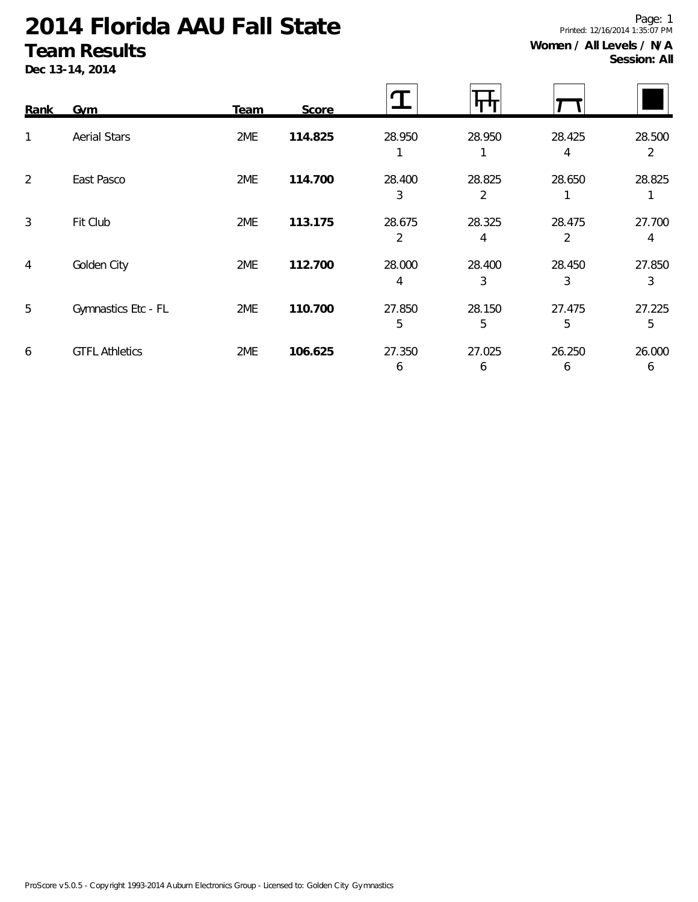# 2014 Florida AAU Fall State

## Team Results

**Dec 13-14, 2014**

**Women / All Levels / N/A**
**Session: All**

| Rank | Gym | Team | Score | Vault | Bars | Beam | Floor |
|---|---|---|---|---|---|---|---|
| 1 | Aerial Stars | 2ME | **114.825** | 28.950 (1) | 28.950 (1) | 28.425 (4) | 28.500 (2) |
| 2 | East Pasco | 2ME | **114.700** | 28.400 (3) | 28.825 (2) | 28.650 (1) | 28.825 (1) |
| 3 | Fit Club | 2ME | **113.175** | 28.675 (2) | 28.325 (4) | 28.475 (2) | 27.700 (4) |
| 4 | Golden City | 2ME | **112.700** | 28.000 (4) | 28.400 (3) | 28.450 (3) | 27.850 (3) |
| 5 | Gymnastics Etc - FL | 2ME | **110.700** | 27.850 (5) | 28.150 (5) | 27.475 (5) | 27.225 (5) |
| 6 | GTFL Athletics | 2ME | **106.625** | 27.350 (6) | 27.025 (6) | 26.250 (6) | 26.000 (6) |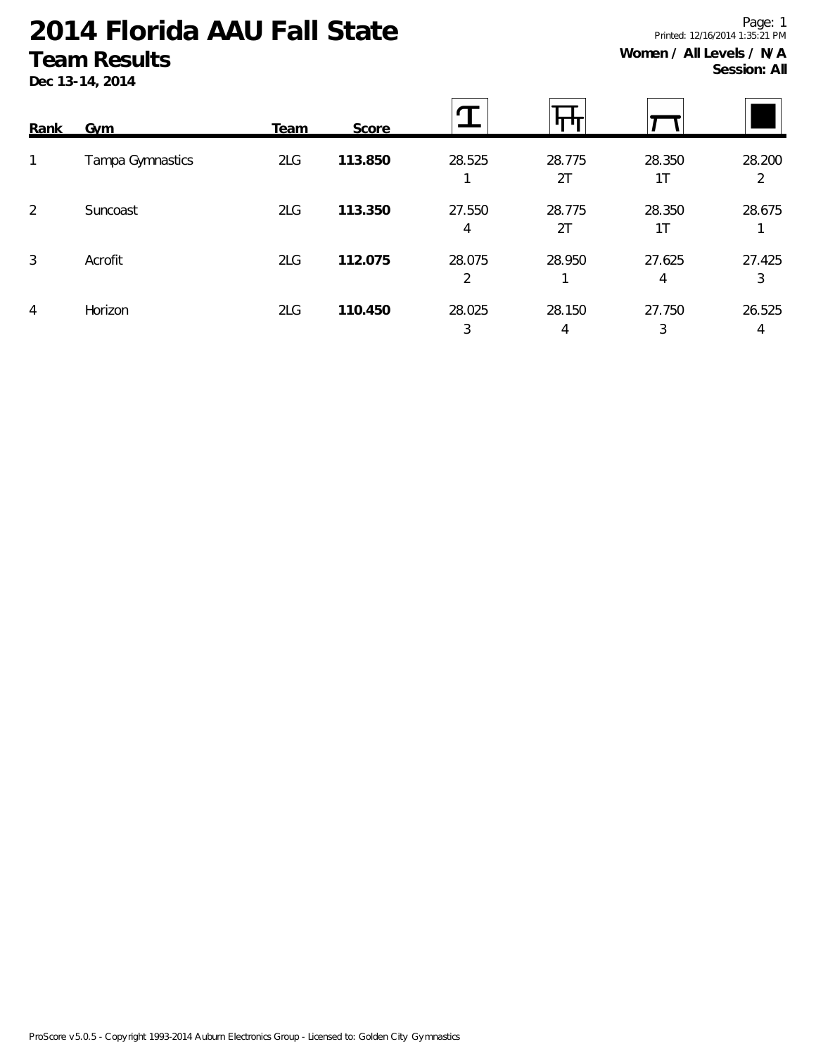# 2014 Florida AAU Fall State

## Team Results

**Dec 13-14, 2014**

Printed: 12/16/2014 1:35:21 PM

**Women / All Levels / N/A**

**Session: All**

| Rank | Gym | Team | Score | Vault | Bars | Beam | Floor |
|---|---|---|---|---|---|---|---|
| 1 | Tampa Gymnastics | 2LG | **113.850** | 28.525<br>1 | 28.775<br>2T | 28.350<br>1T | 28.200<br>2 |
| 2 | Suncoast | 2LG | **113.350** | 27.550<br>4 | 28.775<br>2T | 28.350<br>1T | 28.675<br>1 |
| 3 | Acrofit | 2LG | **112.075** | 28.075<br>2 | 28.950<br>1 | 27.625<br>4 | 27.425<br>3 |
| 4 | Horizon | 2LG | **110.450** | 28.025<br>3 | 28.150<br>4 | 27.750<br>3 | 26.525<br>4 |

ProScore v5.0.5 - Copyright 1993-2014 Auburn Electronics Group - Licensed to: Golden City Gymnastics